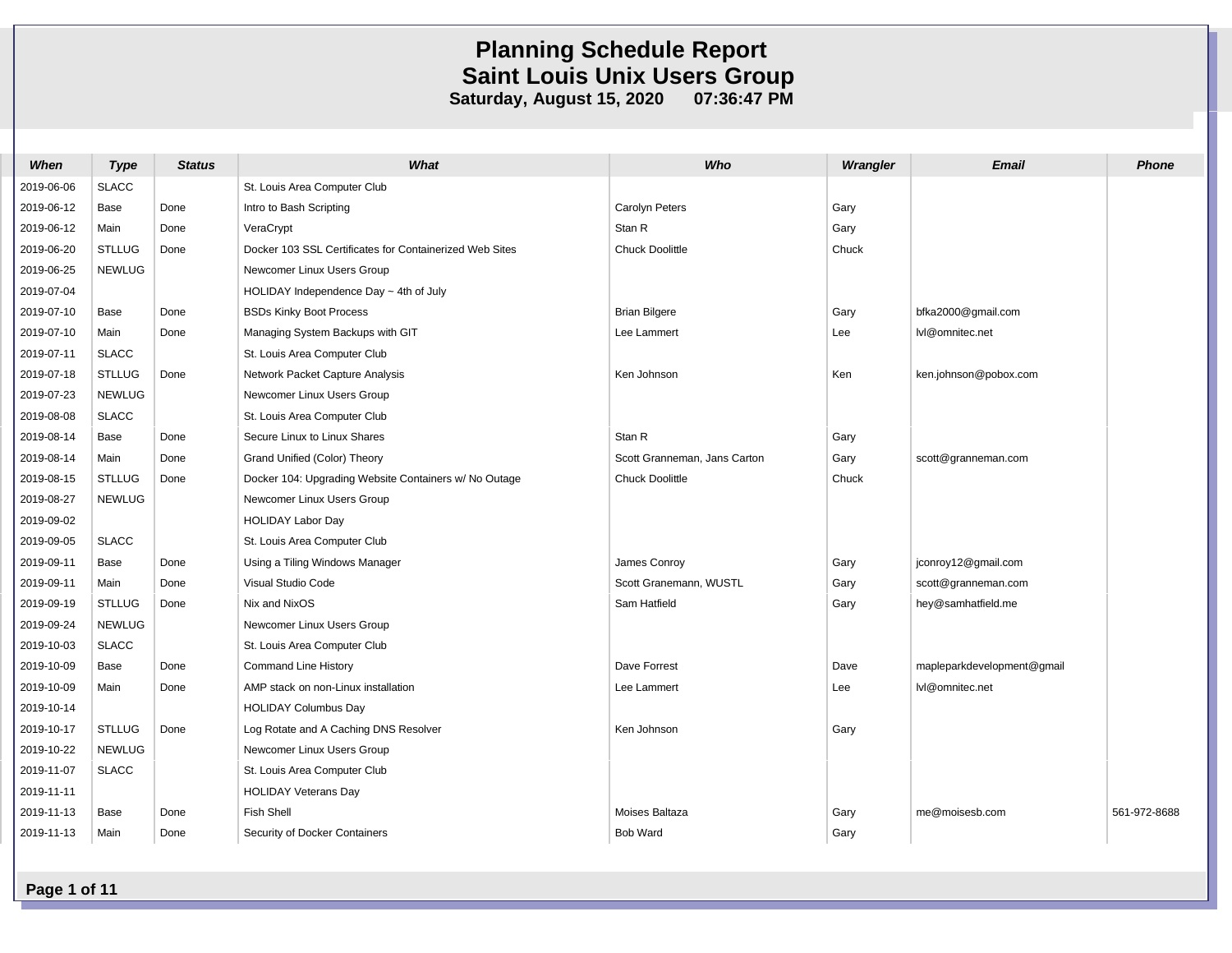# Planning Schedule Report
## Saint Louis Unix Users Group
**Saturday, August 15, 2020 07:36:47 PM**

| When | Type | Status | What | Who | Wrangler | Email | Phone |
|---|---|---|---|---|---|---|---|
| 2019-06-06 | SLACC | | St. Louis Area Computer Club | | | | |
| 2019-06-12 | Base | Done | Intro to Bash Scripting | Carolyn Peters | Gary | | |
| 2019-06-12 | Main | Done | VeraCrypt | Stan R | Gary | | |
| 2019-06-20 | STLLUG | Done | Docker 103 SSL Certificates for Containerized Web Sites | Chuck Doolittle | Chuck | | |
| 2019-06-25 | NEWLUG | | Newcomer Linux Users Group | | | | |
| 2019-07-04 | | | HOLIDAY Independence Day ~ 4th of July | | | | |
| 2019-07-10 | Base | Done | BSDs Kinky Boot Process | Brian Bilgere | Gary | bfka2000@gmail.com | |
| 2019-07-10 | Main | Done | Managing System Backups with GIT | Lee Lammert | Lee | lvl@omnitec.net | |
| 2019-07-11 | SLACC | | St. Louis Area Computer Club | | | | |
| 2019-07-18 | STLLUG | Done | Network Packet Capture Analysis | Ken Johnson | Ken | ken.johnson@pobox.com | |
| 2019-07-23 | NEWLUG | | Newcomer Linux Users Group | | | | |
| 2019-08-08 | SLACC | | St. Louis Area Computer Club | | | | |
| 2019-08-14 | Base | Done | Secure Linux to Linux Shares | Stan R | Gary | | |
| 2019-08-14 | Main | Done | Grand Unified (Color) Theory | Scott Granneman, Jans Carton | Gary | scott@granneman.com | |
| 2019-08-15 | STLLUG | Done | Docker 104: Upgrading Website Containers w/ No Outage | Chuck Doolittle | Chuck | | |
| 2019-08-27 | NEWLUG | | Newcomer Linux Users Group | | | | |
| 2019-09-02 | | | HOLIDAY Labor Day | | | | |
| 2019-09-05 | SLACC | | St. Louis Area Computer Club | | | | |
| 2019-09-11 | Base | Done | Using a Tiling Windows Manager | James Conroy | Gary | jconroy12@gmail.com | |
| 2019-09-11 | Main | Done | Visual Studio Code | Scott Granemann, WUSTL | Gary | scott@granneman.com | |
| 2019-09-19 | STLLUG | Done | Nix and NixOS | Sam Hatfield | Gary | hey@samhatfield.me | |
| 2019-09-24 | NEWLUG | | Newcomer Linux Users Group | | | | |
| 2019-10-03 | SLACC | | St. Louis Area Computer Club | | | | |
| 2019-10-09 | Base | Done | Command Line History | Dave Forrest | Dave | mapleparkdevelopment@gmail | |
| 2019-10-09 | Main | Done | AMP stack on non-Linux installation | Lee Lammert | Lee | lvl@omnitec.net | |
| 2019-10-14 | | | HOLIDAY Columbus Day | | | | |
| 2019-10-17 | STLLUG | Done | Log Rotate and A Caching DNS Resolver | Ken Johnson | Gary | | |
| 2019-10-22 | NEWLUG | | Newcomer Linux Users Group | | | | |
| 2019-11-07 | SLACC | | St. Louis Area Computer Club | | | | |
| 2019-11-11 | | | HOLIDAY Veterans Day | | | | |
| 2019-11-13 | Base | Done | Fish Shell | Moises Baltaza | Gary | me@moisesb.com | 561-972-8688 |
| 2019-11-13 | Main | Done | Security of Docker Containers | Bob Ward | Gary | | |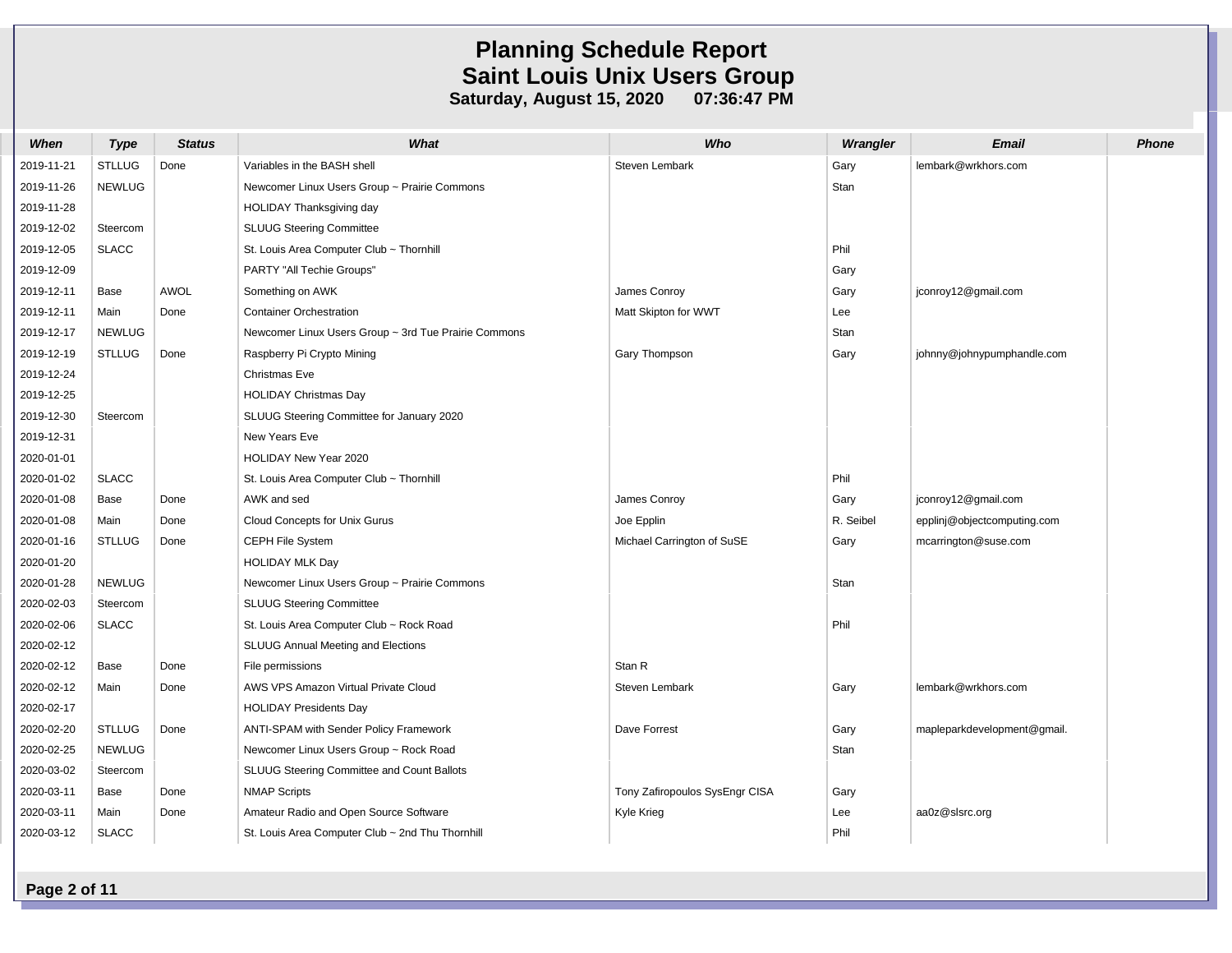# Planning Schedule Report
## Saint Louis Unix Users Group
### Saturday, August 15, 2020 07:36:47 PM

| When | Type | Status | What | Who | Wrangler | Email | Phone |
|---|---|---|---|---|---|---|---|
| 2019-11-21 | STLLUG | Done | Variables in the BASH shell | Steven Lembark | Gary | lembark@wrkhors.com | |
| 2019-11-26 | NEWLUG | | Newcomer Linux Users Group ~ Prairie Commons | | Stan | | |
| 2019-11-28 | | | HOLIDAY Thanksgiving day | | | | |
| 2019-12-02 | Steercom | | SLUUG Steering Committee | | | | |
| 2019-12-05 | SLACC | | St. Louis Area Computer Club ~ Thornhill | | Phil | | |
| 2019-12-09 | | | PARTY "All Techie Groups" | | Gary | | |
| 2019-12-11 | Base | AWOL | Something on AWK | James Conroy | Gary | jconroy12@gmail.com | |
| 2019-12-11 | Main | Done | Container Orchestration | Matt Skipton for WWT | Lee | | |
| 2019-12-17 | NEWLUG | | Newcomer Linux Users Group ~ 3rd Tue Prairie Commons | | Stan | | |
| 2019-12-19 | STLLUG | Done | Raspberry Pi Crypto Mining | Gary Thompson | Gary | johnny@johnypumphandle.com | |
| 2019-12-24 | | | Christmas Eve | | | | |
| 2019-12-25 | | | HOLIDAY Christmas Day | | | | |
| 2019-12-30 | Steercom | | SLUUG Steering Committee for January 2020 | | | | |
| 2019-12-31 | | | New Years Eve | | | | |
| 2020-01-01 | | | HOLIDAY New Year 2020 | | | | |
| 2020-01-02 | SLACC | | St. Louis Area Computer Club ~ Thornhill | | Phil | | |
| 2020-01-08 | Base | Done | AWK and sed | James Conroy | Gary | jconroy12@gmail.com | |
| 2020-01-08 | Main | Done | Cloud Concepts for Unix Gurus | Joe Epplin | R. Seibel | epplinj@objectcomputing.com | |
| 2020-01-16 | STLLUG | Done | CEPH File System | Michael Carrington of SuSE | Gary | mcarrington@suse.com | |
| 2020-01-20 | | | HOLIDAY MLK Day | | | | |
| 2020-01-28 | NEWLUG | | Newcomer Linux Users Group ~ Prairie Commons | | Stan | | |
| 2020-02-03 | Steercom | | SLUUG Steering Committee | | | | |
| 2020-02-06 | SLACC | | St. Louis Area Computer Club ~ Rock Road | | Phil | | |
| 2020-02-12 | | | SLUUG Annual Meeting and Elections | | | | |
| 2020-02-12 | Base | Done | File permissions | Stan R | | | |
| 2020-02-12 | Main | Done | AWS VPS Amazon Virtual Private Cloud | Steven Lembark | Gary | lembark@wrkhors.com | |
| 2020-02-17 | | | HOLIDAY Presidents Day | | | | |
| 2020-02-20 | STLLUG | Done | ANTI-SPAM with Sender Policy Framework | Dave Forrest | Gary | mapleparkdevelopment@gmail. | |
| 2020-02-25 | NEWLUG | | Newcomer Linux Users Group ~ Rock Road | | Stan | | |
| 2020-03-02 | Steercom | | SLUUG Steering Committee and Count Ballots | | | | |
| 2020-03-11 | Base | Done | NMAP Scripts | Tony Zafiropoulos SysEngr CISA | Gary | | |
| 2020-03-11 | Main | Done | Amateur Radio and Open Source Software | Kyle Krieg | Lee | aa0z@slsrc.org | |
| 2020-03-12 | SLACC | | St. Louis Area Computer Club ~ 2nd Thu Thornhill | | Phil | | |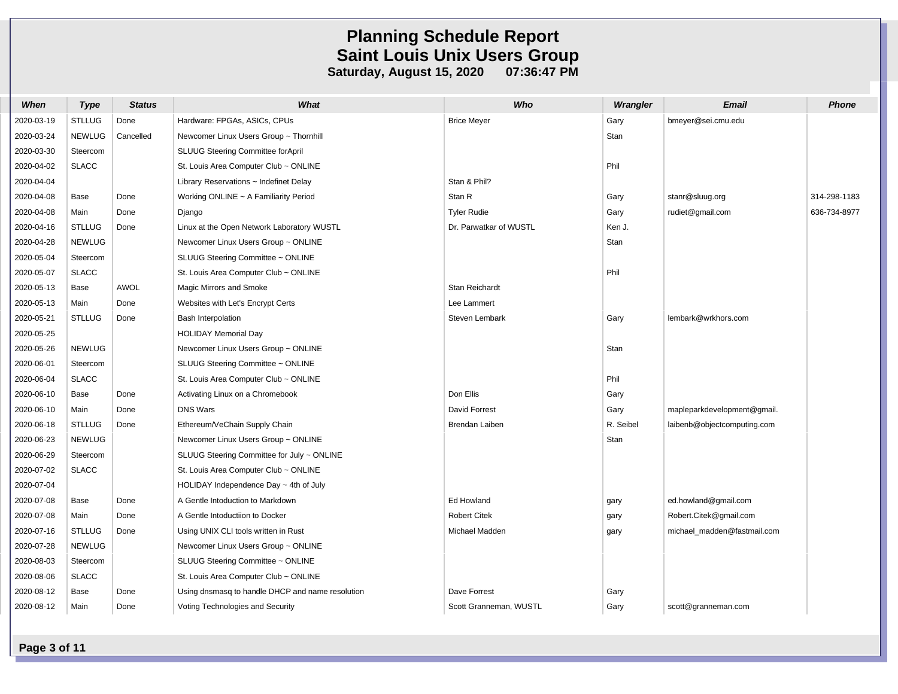# Planning Schedule Report

## Saint Louis Unix Users Group

**Saturday, August 15, 2020 07:36:47 PM**

| *When* | *Type* | *Status* | *What* | *Who* | *Wrangler* | *Email* | *Phone* |
|---|---|---|---|---|---|---|---|
| 2020-03-19 | STLLUG | Done | Hardware: FPGAs, ASICs, CPUs | Brice Meyer | Gary | bmeyer@sei.cmu.edu | |
| 2020-03-24 | NEWLUG | Cancelled | Newcomer Linux Users Group ~ Thornhill | | Stan | | |
| 2020-03-30 | Steercom | | SLUUG Steering Committee forApril | | | | |
| 2020-04-02 | SLACC | | St. Louis Area Computer Club ~ ONLINE | | Phil | | |
| 2020-04-04 | | | Library Reservations ~ Indefinet Delay | Stan & Phil? | | | |
| 2020-04-08 | Base | Done | Working ONLINE ~ A Familiarity Period | Stan R | Gary | stanr@sluug.org | 314-298-1183 |
| 2020-04-08 | Main | Done | Django | Tyler Rudie | Gary | rudiet@gmail.com | 636-734-8977 |
| 2020-04-16 | STLLUG | Done | Linux at the Open Network Laboratory WUSTL | Dr. Parwatkar of WUSTL | Ken J. | | |
| 2020-04-28 | NEWLUG | | Newcomer Linux Users Group ~ ONLINE | | Stan | | |
| 2020-05-04 | Steercom | | SLUUG Steering Committee ~ ONLINE | | | | |
| 2020-05-07 | SLACC | | St. Louis Area Computer Club ~ ONLINE | | Phil | | |
| 2020-05-13 | Base | AWOL | Magic Mirrors and Smoke | Stan Reichardt | | | |
| 2020-05-13 | Main | Done | Websites with Let's Encrypt Certs | Lee Lammert | | | |
| 2020-05-21 | STLLUG | Done | Bash Interpolation | Steven Lembark | Gary | lembark@wrkhors.com | |
| 2020-05-25 | | | HOLIDAY Memorial Day | | | | |
| 2020-05-26 | NEWLUG | | Newcomer Linux Users Group ~ ONLINE | | Stan | | |
| 2020-06-01 | Steercom | | SLUUG Steering Committee ~ ONLINE | | | | |
| 2020-06-04 | SLACC | | St. Louis Area Computer Club ~ ONLINE | | Phil | | |
| 2020-06-10 | Base | Done | Activating Linux on a Chromebook | Don Ellis | Gary | | |
| 2020-06-10 | Main | Done | DNS Wars | David Forrest | Gary | mapleparkdevelopment@gmail. | |
| 2020-06-18 | STLLUG | Done | Ethereum/VeChain Supply Chain | Brendan Laiben | R. Seibel | laibenb@objectcomputing.com | |
| 2020-06-23 | NEWLUG | | Newcomer Linux Users Group ~ ONLINE | | Stan | | |
| 2020-06-29 | Steercom | | SLUUG Steering Committee for July ~ ONLINE | | | | |
| 2020-07-02 | SLACC | | St. Louis Area Computer Club ~ ONLINE | | | | |
| 2020-07-04 | | | HOLIDAY Independence Day ~ 4th of July | | | | |
| 2020-07-08 | Base | Done | A Gentle Intoduction to Markdown | Ed Howland | gary | ed.howland@gmail.com | |
| 2020-07-08 | Main | Done | A Gentle Intoductiion to Docker | Robert Citek | gary | Robert.Citek@gmail.com | |
| 2020-07-16 | STLLUG | Done | Using UNIX CLI tools written in Rust | Michael Madden | gary | michael_madden@fastmail.com | |
| 2020-07-28 | NEWLUG | | Newcomer Linux Users Group ~ ONLINE | | | | |
| 2020-08-03 | Steercom | | SLUUG Steering Committee ~ ONLINE | | | | |
| 2020-08-06 | SLACC | | St. Louis Area Computer Club ~ ONLINE | | | | |
| 2020-08-12 | Base | Done | Using dnsmasq to handle DHCP and name resolution | Dave Forrest | Gary | | |
| 2020-08-12 | Main | Done | Voting Technologies and Security | Scott Granneman, WUSTL | Gary | scott@granneman.com | |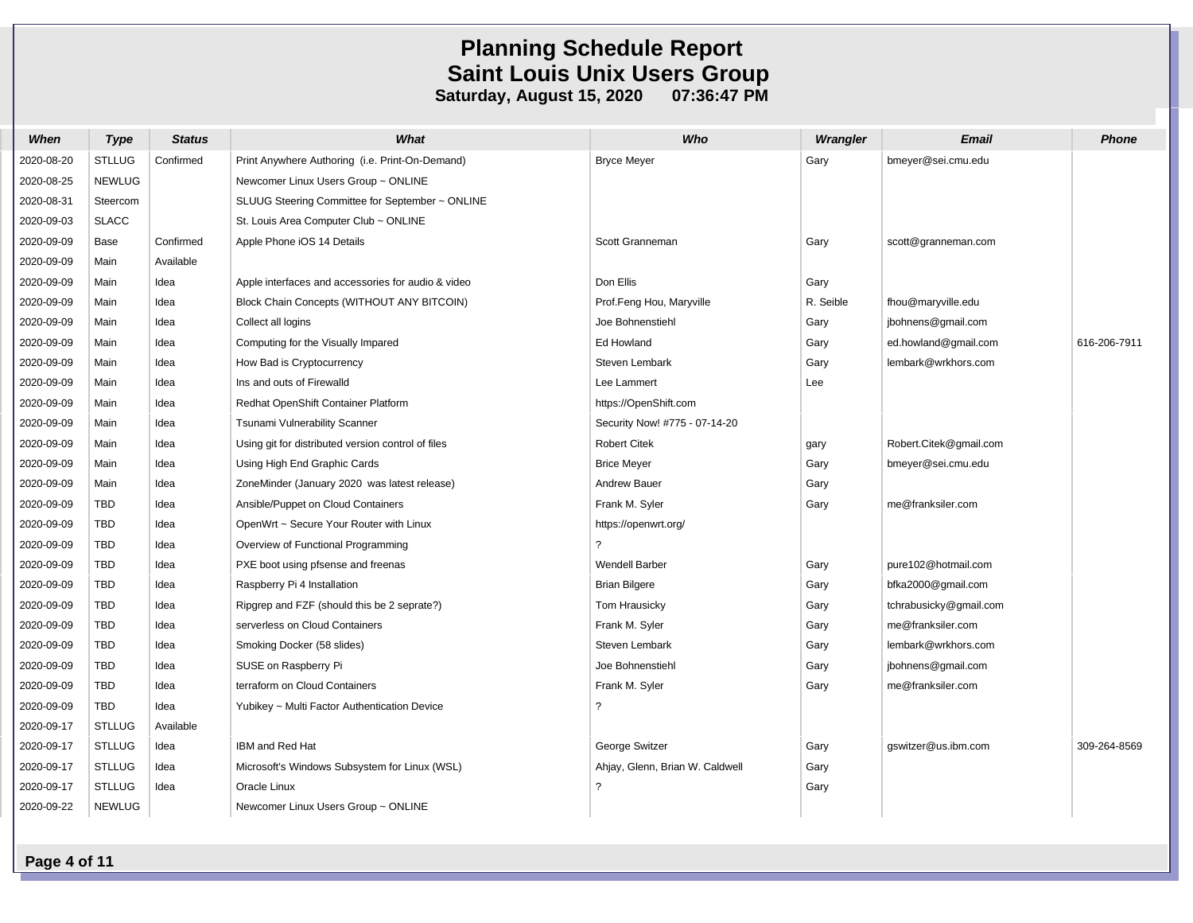# Planning Schedule Report
## Saint Louis Unix Users Group
**Saturday, August 15, 2020 07:36:47 PM**

| When | Type | Status | What | Who | Wrangler | Email | Phone |
|---|---|---|---|---|---|---|---|
| 2020-08-20 | STLLUG | Confirmed | Print Anywhere Authoring (i.e. Print-On-Demand) | Bryce Meyer | Gary | bmeyer@sei.cmu.edu | |
| 2020-08-25 | NEWLUG | | Newcomer Linux Users Group ~ ONLINE | | | | |
| 2020-08-31 | Steercom | | SLUUG Steering Committee for September ~ ONLINE | | | | |
| 2020-09-03 | SLACC | | St. Louis Area Computer Club ~ ONLINE | | | | |
| 2020-09-09 | Base | Confirmed | Apple Phone iOS 14 Details | Scott Granneman | Gary | scott@granneman.com | |
| 2020-09-09 | Main | Available | | | | | |
| 2020-09-09 | Main | Idea | Apple interfaces and accessories for audio & video | Don Ellis | Gary | | |
| 2020-09-09 | Main | Idea | Block Chain Concepts (WITHOUT ANY BITCOIN) | Prof.Feng Hou, Maryville | R. Seible | fhou@maryville.edu | |
| 2020-09-09 | Main | Idea | Collect all logins | Joe Bohnenstiehl | Gary | jbohnens@gmail.com | |
| 2020-09-09 | Main | Idea | Computing for the Visually Impared | Ed Howland | Gary | ed.howland@gmail.com | 616-206-7911 |
| 2020-09-09 | Main | Idea | How Bad is Cryptocurrency | Steven Lembark | Gary | lembark@wrkhors.com | |
| 2020-09-09 | Main | Idea | Ins and outs of Firewalld | Lee Lammert | Lee | | |
| 2020-09-09 | Main | Idea | Redhat OpenShift Container Platform | https://OpenShift.com | | | |
| 2020-09-09 | Main | Idea | Tsunami Vulnerability Scanner | Security Now! #775 - 07-14-20 | | | |
| 2020-09-09 | Main | Idea | Using git for distributed version control of files | Robert Citek | gary | Robert.Citek@gmail.com | |
| 2020-09-09 | Main | Idea | Using High End Graphic Cards | Brice Meyer | Gary | bmeyer@sei.cmu.edu | |
| 2020-09-09 | Main | Idea | ZoneMinder (January 2020 was latest release) | Andrew Bauer | Gary | | |
| 2020-09-09 | TBD | Idea | Ansible/Puppet on Cloud Containers | Frank M. Syler | Gary | me@franksiler.com | |
| 2020-09-09 | TBD | Idea | OpenWrt ~ Secure Your Router with Linux | https://openwrt.org/ | | | |
| 2020-09-09 | TBD | Idea | Overview of Functional Programming | ? | | | |
| 2020-09-09 | TBD | Idea | PXE boot using pfsense and freenas | Wendell Barber | Gary | pure102@hotmail.com | |
| 2020-09-09 | TBD | Idea | Raspberry Pi 4 Installation | Brian Bilgere | Gary | bfka2000@gmail.com | |
| 2020-09-09 | TBD | Idea | Ripgrep and FZF (should this be 2 seprate?) | Tom Hrausicky | Gary | tchrabusicky@gmail.com | |
| 2020-09-09 | TBD | Idea | serverless on Cloud Containers | Frank M. Syler | Gary | me@franksiler.com | |
| 2020-09-09 | TBD | Idea | Smoking Docker (58 slides) | Steven Lembark | Gary | lembark@wrkhors.com | |
| 2020-09-09 | TBD | Idea | SUSE on Raspberry Pi | Joe Bohnenstiehl | Gary | jbohnens@gmail.com | |
| 2020-09-09 | TBD | Idea | terraform on Cloud Containers | Frank M. Syler | Gary | me@franksiler.com | |
| 2020-09-09 | TBD | Idea | Yubikey ~ Multi Factor Authentication Device | ? | | | |
| 2020-09-17 | STLLUG | Available | | | | | |
| 2020-09-17 | STLLUG | Idea | IBM and Red Hat | George Switzer | Gary | gswitzer@us.ibm.com | 309-264-8569 |
| 2020-09-17 | STLLUG | Idea | Microsoft's Windows Subsystem for Linux (WSL) | Ahjay, Glenn, Brian W. Caldwell | Gary | | |
| 2020-09-17 | STLLUG | Idea | Oracle Linux | ? | Gary | | |
| 2020-09-22 | NEWLUG | | Newcomer Linux Users Group ~ ONLINE | | | | |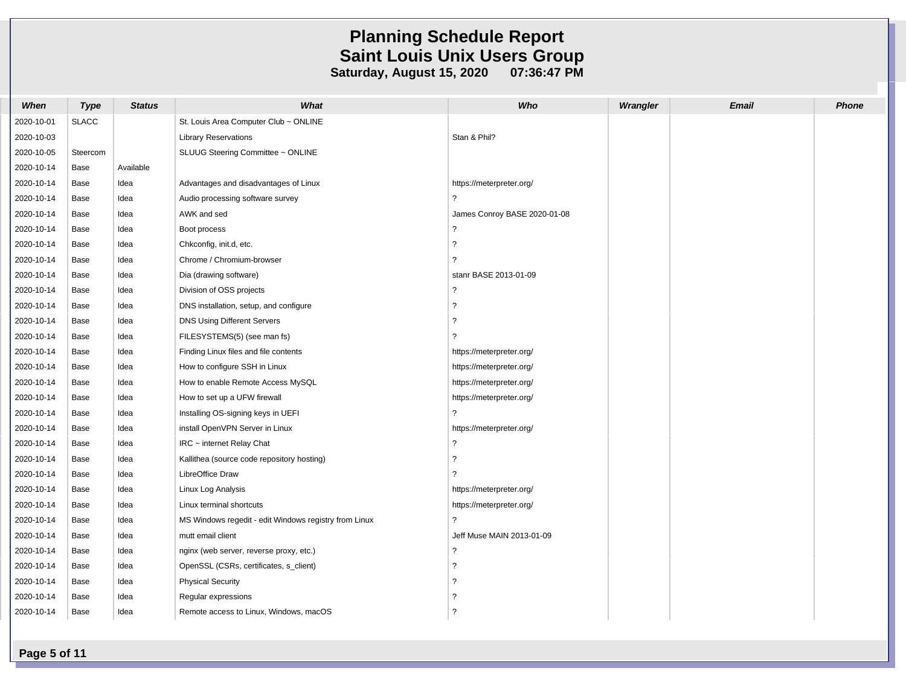# Planning Schedule Report
## Saint Louis Unix Users Group
**Saturday, August 15, 2020 07:36:47 PM**

| When | Type | Status | What | Who | Wrangler | Email | Phone |
|---|---|---|---|---|---|---|---|
| 2020-10-01 | SLACC | | St. Louis Area Computer Club ~ ONLINE | | | | |
| 2020-10-03 | | | Library Reservations | Stan & Phil? | | | |
| 2020-10-05 | Steercom | | SLUUG Steering Committee ~ ONLINE | | | | |
| 2020-10-14 | Base | Available | | | | | |
| 2020-10-14 | Base | Idea | Advantages and disadvantages of Linux | https://meterpreter.org/ | | | |
| 2020-10-14 | Base | Idea | Audio processing software survey | ? | | | |
| 2020-10-14 | Base | Idea | AWK and sed | James Conroy BASE 2020-01-08 | | | |
| 2020-10-14 | Base | Idea | Boot process | ? | | | |
| 2020-10-14 | Base | Idea | Chkconfig, init.d, etc. | ? | | | |
| 2020-10-14 | Base | Idea | Chrome / Chromium-browser | ? | | | |
| 2020-10-14 | Base | Idea | Dia (drawing software) | stanr BASE 2013-01-09 | | | |
| 2020-10-14 | Base | Idea | Division of OSS projects | ? | | | |
| 2020-10-14 | Base | Idea | DNS installation, setup, and configure | ? | | | |
| 2020-10-14 | Base | Idea | DNS Using Different Servers | ? | | | |
| 2020-10-14 | Base | Idea | FILESYSTEMS(5) (see man fs) | ? | | | |
| 2020-10-14 | Base | Idea | Finding Linux files and file contents | https://meterpreter.org/ | | | |
| 2020-10-14 | Base | Idea | How to configure SSH in Linux | https://meterpreter.org/ | | | |
| 2020-10-14 | Base | Idea | How to enable Remote Access MySQL | https://meterpreter.org/ | | | |
| 2020-10-14 | Base | Idea | How to set up a UFW firewall | https://meterpreter.org/ | | | |
| 2020-10-14 | Base | Idea | Installing OS-signing keys in UEFI | ? | | | |
| 2020-10-14 | Base | Idea | install OpenVPN Server in Linux | https://meterpreter.org/ | | | |
| 2020-10-14 | Base | Idea | IRC ~ internet Relay Chat | ? | | | |
| 2020-10-14 | Base | Idea | Kallithea (source code repository hosting) | ? | | | |
| 2020-10-14 | Base | Idea | LibreOffice Draw | ? | | | |
| 2020-10-14 | Base | Idea | Linux Log Analysis | https://meterpreter.org/ | | | |
| 2020-10-14 | Base | Idea | Linux terminal shortcuts | https://meterpreter.org/ | | | |
| 2020-10-14 | Base | Idea | MS Windows regedit - edit Windows registry from Linux | ? | | | |
| 2020-10-14 | Base | Idea | mutt email client | Jeff Muse MAIN 2013-01-09 | | | |
| 2020-10-14 | Base | Idea | nginx (web server, reverse proxy, etc.) | ? | | | |
| 2020-10-14 | Base | Idea | OpenSSL (CSRs, certificates, s_client) | ? | | | |
| 2020-10-14 | Base | Idea | Physical Security | ? | | | |
| 2020-10-14 | Base | Idea | Regular expressions | ? | | | |
| 2020-10-14 | Base | Idea | Remote access to Linux, Windows, macOS | ? | | | |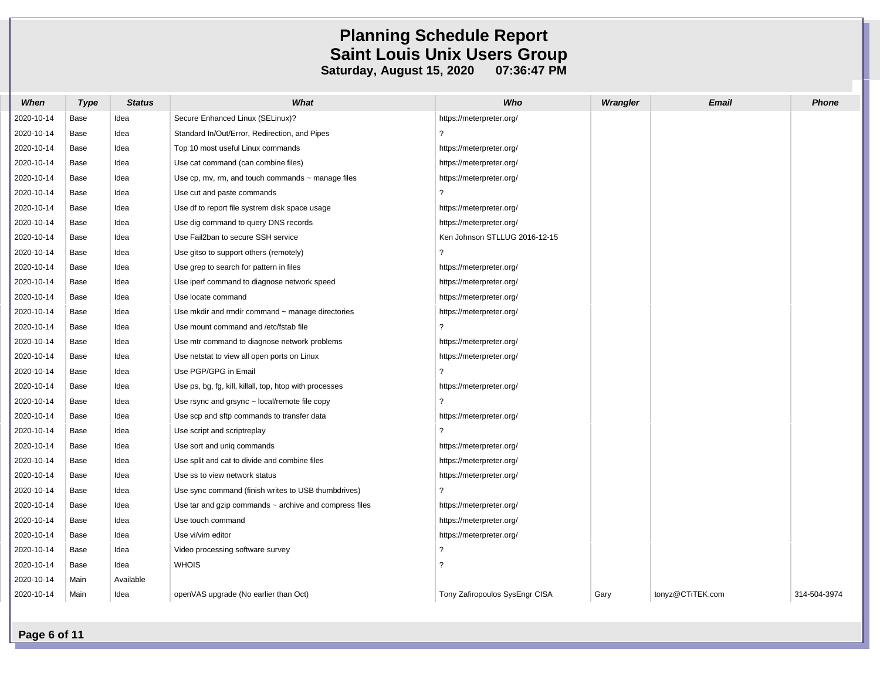# Planning Schedule Report
## Saint Louis Unix Users Group
**Saturday, August 15, 2020 07:36:47 PM**

| When | Type | Status | What | Who | Wrangler | Email | Phone |
|---|---|---|---|---|---|---|---|
| 2020-10-14 | Base | Idea | Secure Enhanced Linux (SELinux)? | https://meterpreter.org/ | | | |
| 2020-10-14 | Base | Idea | Standard In/Out/Error, Redirection, and Pipes | ? | | | |
| 2020-10-14 | Base | Idea | Top 10 most useful Linux commands | https://meterpreter.org/ | | | |
| 2020-10-14 | Base | Idea | Use cat command (can combine files) | https://meterpreter.org/ | | | |
| 2020-10-14 | Base | Idea | Use cp, mv, rm, and touch commands ~ manage files | https://meterpreter.org/ | | | |
| 2020-10-14 | Base | Idea | Use cut and paste commands | ? | | | |
| 2020-10-14 | Base | Idea | Use df to report file systrem disk space usage | https://meterpreter.org/ | | | |
| 2020-10-14 | Base | Idea | Use dig command to query DNS records | https://meterpreter.org/ | | | |
| 2020-10-14 | Base | Idea | Use Fail2ban to secure SSH service | Ken Johnson STLLUG 2016-12-15 | | | |
| 2020-10-14 | Base | Idea | Use gitso to support others (remotely) | ? | | | |
| 2020-10-14 | Base | Idea | Use grep to search for pattern in files | https://meterpreter.org/ | | | |
| 2020-10-14 | Base | Idea | Use iperf command to diagnose network speed | https://meterpreter.org/ | | | |
| 2020-10-14 | Base | Idea | Use locate command | https://meterpreter.org/ | | | |
| 2020-10-14 | Base | Idea | Use mkdir and rmdir command ~ manage directories | https://meterpreter.org/ | | | |
| 2020-10-14 | Base | Idea | Use mount command and /etc/fstab file | ? | | | |
| 2020-10-14 | Base | Idea | Use mtr command to diagnose network problems | https://meterpreter.org/ | | | |
| 2020-10-14 | Base | Idea | Use netstat to view all open ports on Linux | https://meterpreter.org/ | | | |
| 2020-10-14 | Base | Idea | Use PGP/GPG in Email | ? | | | |
| 2020-10-14 | Base | Idea | Use ps, bg, fg, kill, killall, top, htop with processes | https://meterpreter.org/ | | | |
| 2020-10-14 | Base | Idea | Use rsync and grsync ~ local/remote file copy | ? | | | |
| 2020-10-14 | Base | Idea | Use scp and sftp commands to transfer data | https://meterpreter.org/ | | | |
| 2020-10-14 | Base | Idea | Use script and scriptreplay | ? | | | |
| 2020-10-14 | Base | Idea | Use sort and uniq commands | https://meterpreter.org/ | | | |
| 2020-10-14 | Base | Idea | Use split and cat to divide and combine files | https://meterpreter.org/ | | | |
| 2020-10-14 | Base | Idea | Use ss to view network status | https://meterpreter.org/ | | | |
| 2020-10-14 | Base | Idea | Use sync command (finish writes to USB thumbdrives) | ? | | | |
| 2020-10-14 | Base | Idea | Use tar and gzip commands ~ archive and compress files | https://meterpreter.org/ | | | |
| 2020-10-14 | Base | Idea | Use touch command | https://meterpreter.org/ | | | |
| 2020-10-14 | Base | Idea | Use vi/vim editor | https://meterpreter.org/ | | | |
| 2020-10-14 | Base | Idea | Video processing software survey | ? | | | |
| 2020-10-14 | Base | Idea | WHOIS | ? | | | |
| 2020-10-14 | Main | Available | | | | | |
| 2020-10-14 | Main | Idea | openVAS upgrade (No earlier than Oct) | Tony Zafiropoulos SysEngr CISA | Gary | tonyz@CTiTEK.com | 314-504-3974 |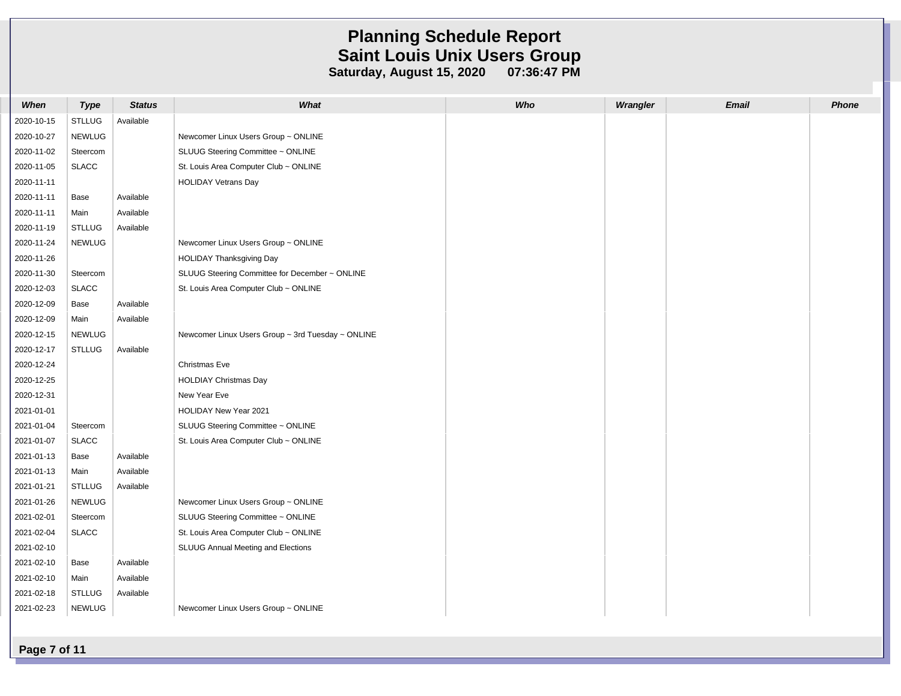# Planning Schedule Report
## Saint Louis Unix Users Group
**Saturday, August 15, 2020 07:36:47 PM**

| When | Type | Status | What | Who | Wrangler | Email | Phone |
|---|---|---|---|---|---|---|---|
| 2020-10-15 | STLLUG | Available | | | | | |
| 2020-10-27 | NEWLUG | | Newcomer Linux Users Group ~ ONLINE | | | | |
| 2020-11-02 | Steercom | | SLUUG Steering Committee ~ ONLINE | | | | |
| 2020-11-05 | SLACC | | St. Louis Area Computer Club ~ ONLINE | | | | |
| 2020-11-11 | | | HOLIDAY Vetrans Day | | | | |
| 2020-11-11 | Base | Available | | | | | |
| 2020-11-11 | Main | Available | | | | | |
| 2020-11-19 | STLLUG | Available | | | | | |
| 2020-11-24 | NEWLUG | | Newcomer Linux Users Group ~ ONLINE | | | | |
| 2020-11-26 | | | HOLIDAY Thanksgiving Day | | | | |
| 2020-11-30 | Steercom | | SLUUG Steering Committee for December ~ ONLINE | | | | |
| 2020-12-03 | SLACC | | St. Louis Area Computer Club ~ ONLINE | | | | |
| 2020-12-09 | Base | Available | | | | | |
| 2020-12-09 | Main | Available | | | | | |
| 2020-12-15 | NEWLUG | | Newcomer Linux Users Group ~ 3rd Tuesday ~ ONLINE | | | | |
| 2020-12-17 | STLLUG | Available | | | | | |
| 2020-12-24 | | | Christmas Eve | | | | |
| 2020-12-25 | | | HOLDIAY Christmas Day | | | | |
| 2020-12-31 | | | New Year Eve | | | | |
| 2021-01-01 | | | HOLIDAY New Year 2021 | | | | |
| 2021-01-04 | Steercom | | SLUUG Steering Committee ~ ONLINE | | | | |
| 2021-01-07 | SLACC | | St. Louis Area Computer Club ~ ONLINE | | | | |
| 2021-01-13 | Base | Available | | | | | |
| 2021-01-13 | Main | Available | | | | | |
| 2021-01-21 | STLLUG | Available | | | | | |
| 2021-01-26 | NEWLUG | | Newcomer Linux Users Group ~ ONLINE | | | | |
| 2021-02-01 | Steercom | | SLUUG Steering Committee ~ ONLINE | | | | |
| 2021-02-04 | SLACC | | St. Louis Area Computer Club ~ ONLINE | | | | |
| 2021-02-10 | | | SLUUG Annual Meeting and Elections | | | | |
| 2021-02-10 | Base | Available | | | | | |
| 2021-02-10 | Main | Available | | | | | |
| 2021-02-18 | STLLUG | Available | | | | | |
| 2021-02-23 | NEWLUG | | Newcomer Linux Users Group ~ ONLINE | | | | |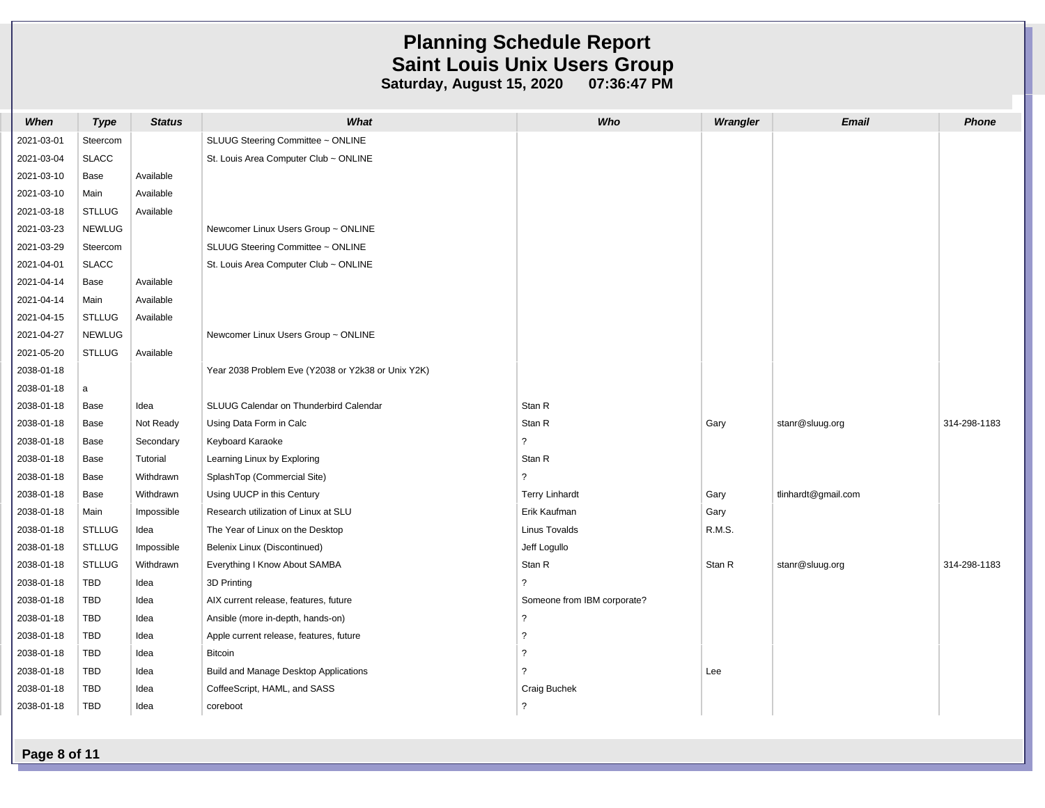# Planning Schedule Report
## Saint Louis Unix Users Group
**Saturday, August 15, 2020 07:36:47 PM**

| When | Type | Status | What | Who | Wrangler | Email | Phone |
|---|---|---|---|---|---|---|---|
| 2021-03-01 | Steercom | | SLUUG Steering Committee ~ ONLINE | | | | |
| 2021-03-04 | SLACC | | St. Louis Area Computer Club ~ ONLINE | | | | |
| 2021-03-10 | Base | Available | | | | | |
| 2021-03-10 | Main | Available | | | | | |
| 2021-03-18 | STLLUG | Available | | | | | |
| 2021-03-23 | NEWLUG | | Newcomer Linux Users Group ~ ONLINE | | | | |
| 2021-03-29 | Steercom | | SLUUG Steering Committee ~ ONLINE | | | | |
| 2021-04-01 | SLACC | | St. Louis Area Computer Club ~ ONLINE | | | | |
| 2021-04-14 | Base | Available | | | | | |
| 2021-04-14 | Main | Available | | | | | |
| 2021-04-15 | STLLUG | Available | | | | | |
| 2021-04-27 | NEWLUG | | Newcomer Linux Users Group ~ ONLINE | | | | |
| 2021-05-20 | STLLUG | Available | | | | | |
| 2038-01-18 | | | Year 2038 Problem Eve (Y2038 or Y2k38 or Unix Y2K) | | | | |
| 2038-01-18 | a | | | | | | |
| 2038-01-18 | Base | Idea | SLUUG Calendar on Thunderbird Calendar | Stan R | | | |
| 2038-01-18 | Base | Not Ready | Using Data Form in Calc | Stan R | Gary | stanr@sluug.org | 314-298-1183 |
| 2038-01-18 | Base | Secondary | Keyboard Karaoke | ? | | | |
| 2038-01-18 | Base | Tutorial | Learning Linux by Exploring | Stan R | | | |
| 2038-01-18 | Base | Withdrawn | SplashTop (Commercial Site) | ? | | | |
| 2038-01-18 | Base | Withdrawn | Using UUCP in this Century | Terry Linhardt | Gary | tlinhardt@gmail.com | |
| 2038-01-18 | Main | Impossible | Research utilization of Linux at SLU | Erik Kaufman | Gary | | |
| 2038-01-18 | STLLUG | Idea | The Year of Linux on the Desktop | Linus Tovalds | R.M.S. | | |
| 2038-01-18 | STLLUG | Impossible | Belenix Linux (Discontinued) | Jeff Logullo | | | |
| 2038-01-18 | STLLUG | Withdrawn | Everything I Know About SAMBA | Stan R | Stan R | stanr@sluug.org | 314-298-1183 |
| 2038-01-18 | TBD | Idea | 3D Printing | ? | | | |
| 2038-01-18 | TBD | Idea | AIX current release, features, future | Someone from IBM corporate? | | | |
| 2038-01-18 | TBD | Idea | Ansible (more in-depth, hands-on) | ? | | | |
| 2038-01-18 | TBD | Idea | Apple current release, features, future | ? | | | |
| 2038-01-18 | TBD | Idea | Bitcoin | ? | | | |
| 2038-01-18 | TBD | Idea | Build and Manage Desktop Applications | ? | Lee | | |
| 2038-01-18 | TBD | Idea | CoffeeScript, HAML, and SASS | Craig Buchek | | | |
| 2038-01-18 | TBD | Idea | coreboot | ? | | | |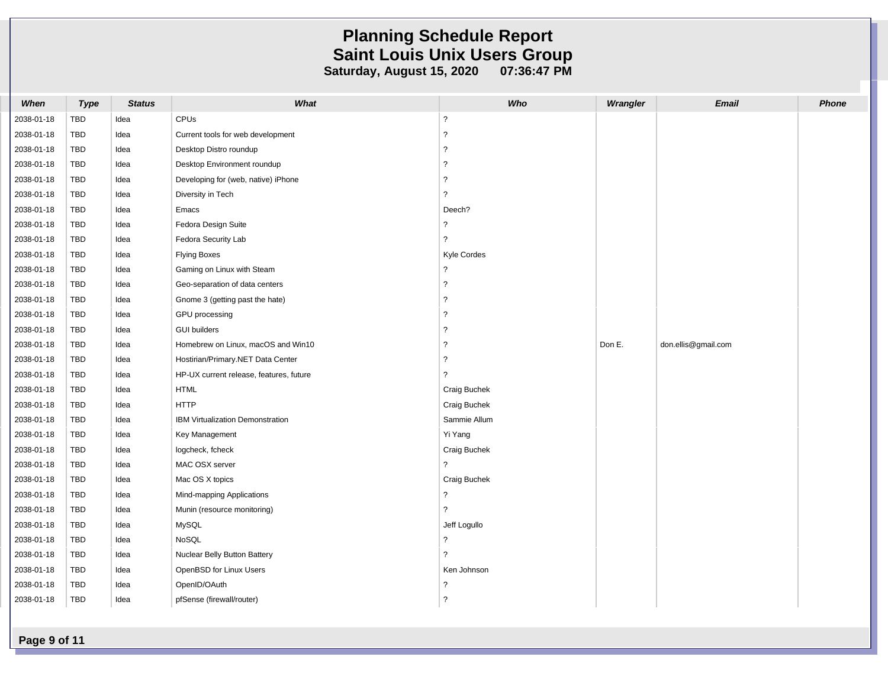# Planning Schedule Report
## Saint Louis Unix Users Group
### Saturday, August 15, 2020 07:36:47 PM

| When | Type | Status | What | Who | Wrangler | Email | Phone |
|---|---|---|---|---|---|---|---|
| 2038-01-18 | TBD | Idea | CPUs | ? | | | |
| 2038-01-18 | TBD | Idea | Current tools for web development | ? | | | |
| 2038-01-18 | TBD | Idea | Desktop Distro roundup | ? | | | |
| 2038-01-18 | TBD | Idea | Desktop Environment roundup | ? | | | |
| 2038-01-18 | TBD | Idea | Developing for (web, native) iPhone | ? | | | |
| 2038-01-18 | TBD | Idea | Diversity in Tech | ? | | | |
| 2038-01-18 | TBD | Idea | Emacs | Deech? | | | |
| 2038-01-18 | TBD | Idea | Fedora Design Suite | ? | | | |
| 2038-01-18 | TBD | Idea | Fedora Security Lab | ? | | | |
| 2038-01-18 | TBD | Idea | Flying Boxes | Kyle Cordes | | | |
| 2038-01-18 | TBD | Idea | Gaming on Linux with Steam | ? | | | |
| 2038-01-18 | TBD | Idea | Geo-separation of data centers | ? | | | |
| 2038-01-18 | TBD | Idea | Gnome 3 (getting past the hate) | ? | | | |
| 2038-01-18 | TBD | Idea | GPU processing | ? | | | |
| 2038-01-18 | TBD | Idea | GUI builders | ? | | | |
| 2038-01-18 | TBD | Idea | Homebrew on Linux, macOS and Win10 | ? | Don E. | don.ellis@gmail.com | |
| 2038-01-18 | TBD | Idea | Hostirian/Primary.NET Data Center | ? | | | |
| 2038-01-18 | TBD | Idea | HP-UX current release, features, future | ? | | | |
| 2038-01-18 | TBD | Idea | HTML | Craig Buchek | | | |
| 2038-01-18 | TBD | Idea | HTTP | Craig Buchek | | | |
| 2038-01-18 | TBD | Idea | IBM Virtualization Demonstration | Sammie Allum | | | |
| 2038-01-18 | TBD | Idea | Key Management | Yi Yang | | | |
| 2038-01-18 | TBD | Idea | logcheck, fcheck | Craig Buchek | | | |
| 2038-01-18 | TBD | Idea | MAC OSX server | ? | | | |
| 2038-01-18 | TBD | Idea | Mac OS X topics | Craig Buchek | | | |
| 2038-01-18 | TBD | Idea | Mind-mapping Applications | ? | | | |
| 2038-01-18 | TBD | Idea | Munin (resource monitoring) | ? | | | |
| 2038-01-18 | TBD | Idea | MySQL | Jeff Logullo | | | |
| 2038-01-18 | TBD | Idea | NoSQL | ? | | | |
| 2038-01-18 | TBD | Idea | Nuclear Belly Button Battery | ? | | | |
| 2038-01-18 | TBD | Idea | OpenBSD for Linux Users | Ken Johnson | | | |
| 2038-01-18 | TBD | Idea | OpenID/OAuth | ? | | | |
| 2038-01-18 | TBD | Idea | pfSense (firewall/router) | ? | | | |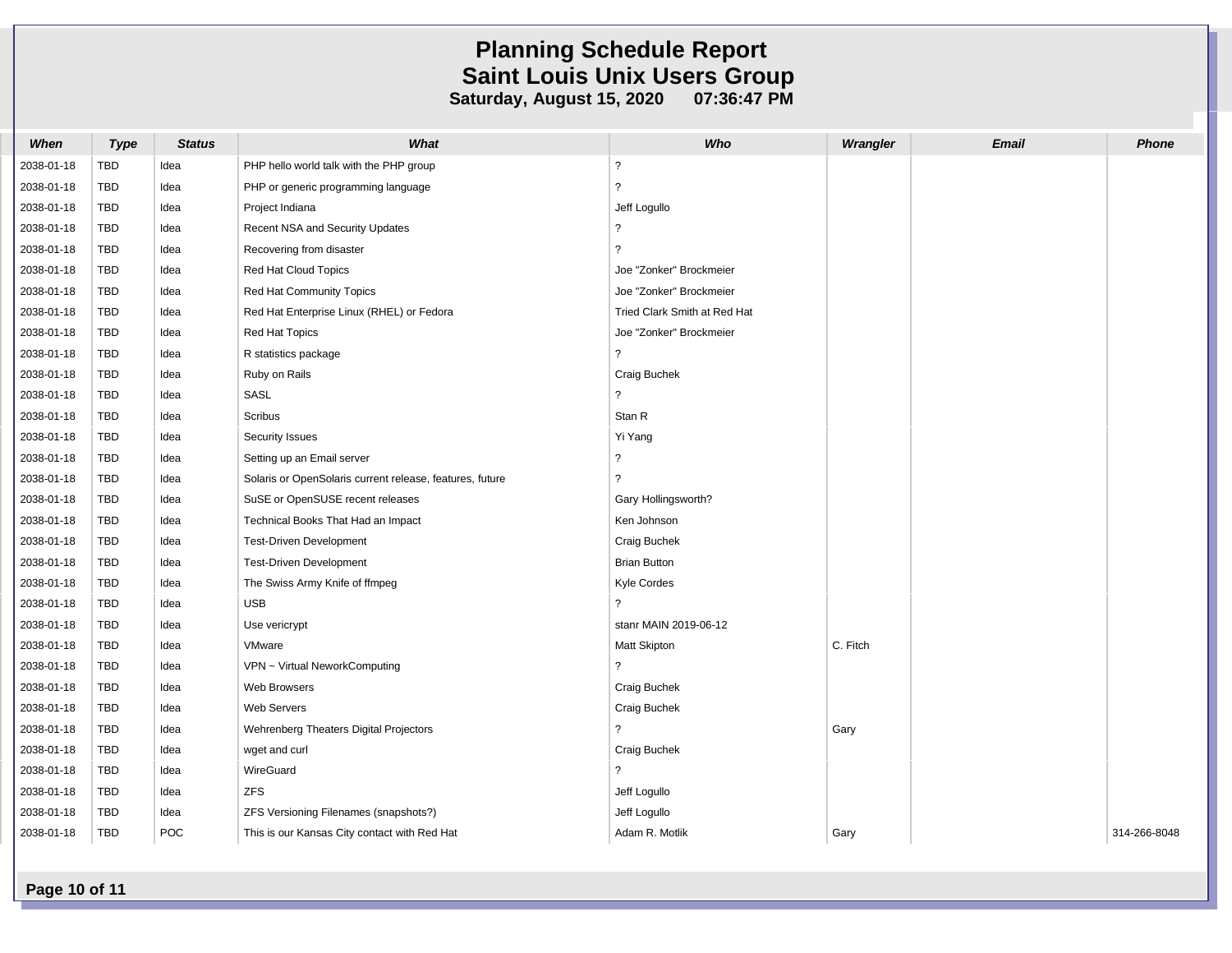# Planning Schedule Report
## Saint Louis Unix Users Group
### Saturday, August 15, 2020 07:36:47 PM

| When | Type | Status | What | Who | Wrangler | Email | Phone |
|---|---|---|---|---|---|---|---|
| 2038-01-18 | TBD | Idea | PHP hello world talk with the PHP group | ? | | | |
| 2038-01-18 | TBD | Idea | PHP or generic programming language | ? | | | |
| 2038-01-18 | TBD | Idea | Project Indiana | Jeff Logullo | | | |
| 2038-01-18 | TBD | Idea | Recent NSA and Security Updates | ? | | | |
| 2038-01-18 | TBD | Idea | Recovering from disaster | ? | | | |
| 2038-01-18 | TBD | Idea | Red Hat Cloud Topics | Joe "Zonker" Brockmeier | | | |
| 2038-01-18 | TBD | Idea | Red Hat Community Topics | Joe "Zonker" Brockmeier | | | |
| 2038-01-18 | TBD | Idea | Red Hat Enterprise Linux (RHEL) or Fedora | Tried Clark Smith at Red Hat | | | |
| 2038-01-18 | TBD | Idea | Red Hat Topics | Joe "Zonker" Brockmeier | | | |
| 2038-01-18 | TBD | Idea | R statistics package | ? | | | |
| 2038-01-18 | TBD | Idea | Ruby on Rails | Craig Buchek | | | |
| 2038-01-18 | TBD | Idea | SASL | ? | | | |
| 2038-01-18 | TBD | Idea | Scribus | Stan R | | | |
| 2038-01-18 | TBD | Idea | Security Issues | Yi Yang | | | |
| 2038-01-18 | TBD | Idea | Setting up an Email server | ? | | | |
| 2038-01-18 | TBD | Idea | Solaris or OpenSolaris current release, features, future | ? | | | |
| 2038-01-18 | TBD | Idea | SuSE or OpenSUSE recent releases | Gary Hollingsworth? | | | |
| 2038-01-18 | TBD | Idea | Technical Books That Had an Impact | Ken Johnson | | | |
| 2038-01-18 | TBD | Idea | Test-Driven Development | Craig Buchek | | | |
| 2038-01-18 | TBD | Idea | Test-Driven Development | Brian Button | | | |
| 2038-01-18 | TBD | Idea | The Swiss Army Knife of ffmpeg | Kyle Cordes | | | |
| 2038-01-18 | TBD | Idea | USB | ? | | | |
| 2038-01-18 | TBD | Idea | Use vericrypt | stanr MAIN 2019-06-12 | | | |
| 2038-01-18 | TBD | Idea | VMware | Matt Skipton | C. Fitch | | |
| 2038-01-18 | TBD | Idea | VPN ~ Virtual NeworkComputing | ? | | | |
| 2038-01-18 | TBD | Idea | Web Browsers | Craig Buchek | | | |
| 2038-01-18 | TBD | Idea | Web Servers | Craig Buchek | | | |
| 2038-01-18 | TBD | Idea | Wehrenberg Theaters Digital Projectors | ? | Gary | | |
| 2038-01-18 | TBD | Idea | wget and curl | Craig Buchek | | | |
| 2038-01-18 | TBD | Idea | WireGuard | ? | | | |
| 2038-01-18 | TBD | Idea | ZFS | Jeff Logullo | | | |
| 2038-01-18 | TBD | Idea | ZFS Versioning Filenames (snapshots?) | Jeff Logullo | | | |
| 2038-01-18 | TBD | POC | This is our Kansas City contact with Red Hat | Adam R. Motlik | Gary | | 314-266-8048 |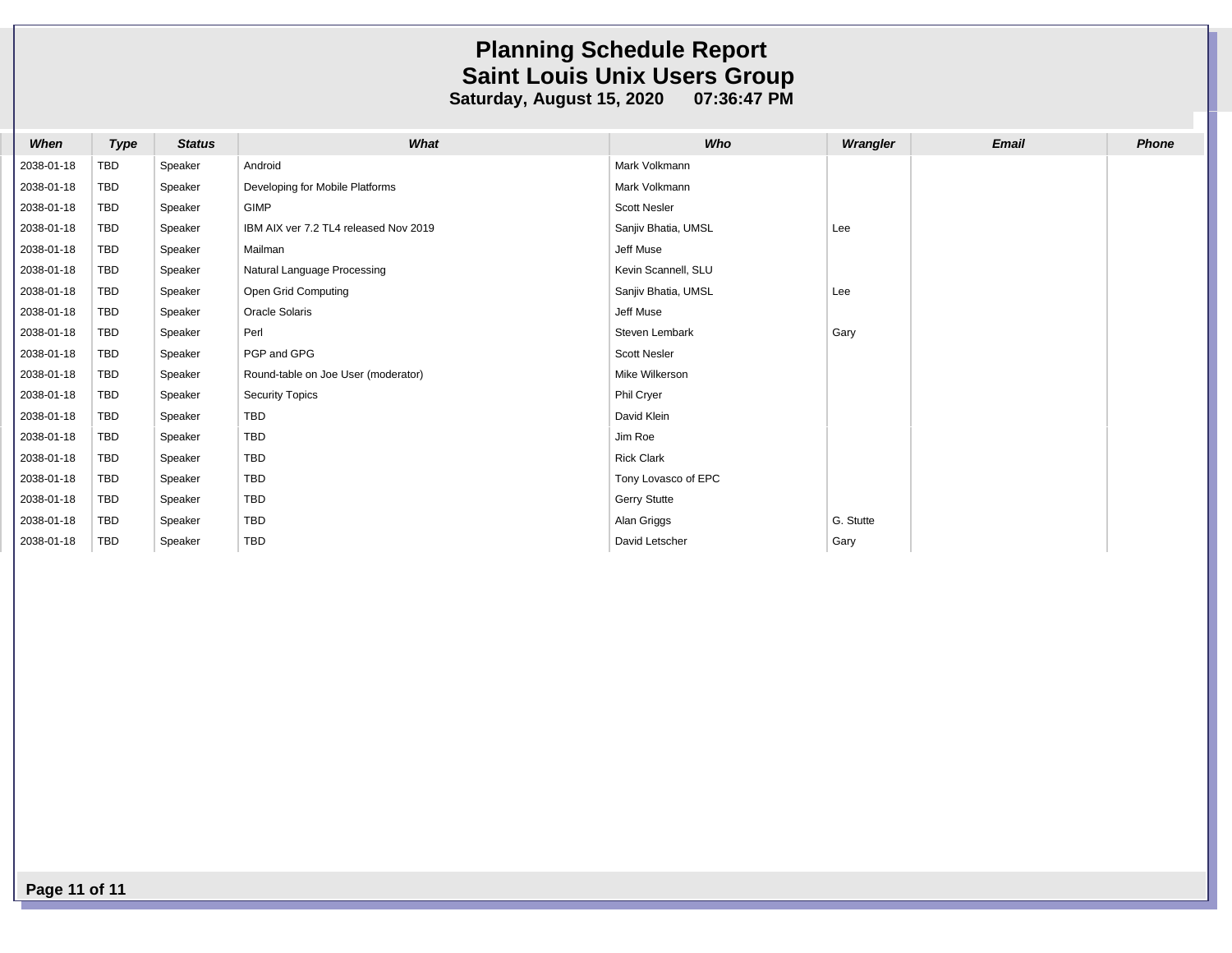# Planning Schedule Report
## Saint Louis Unix Users Group
### Saturday, August 15, 2020 07:36:47 PM

| When | Type | Status | What | Who | Wrangler | Email | Phone |
|---|---|---|---|---|---|---|---|
| 2038-01-18 | TBD | Speaker | Android | Mark Volkmann | | | |
| 2038-01-18 | TBD | Speaker | Developing for Mobile Platforms | Mark Volkmann | | | |
| 2038-01-18 | TBD | Speaker | GIMP | Scott Nesler | | | |
| 2038-01-18 | TBD | Speaker | IBM AIX ver 7.2 TL4 released Nov 2019 | Sanjiv Bhatia, UMSL | Lee | | |
| 2038-01-18 | TBD | Speaker | Mailman | Jeff Muse | | | |
| 2038-01-18 | TBD | Speaker | Natural Language Processing | Kevin Scannell, SLU | | | |
| 2038-01-18 | TBD | Speaker | Open Grid Computing | Sanjiv Bhatia, UMSL | Lee | | |
| 2038-01-18 | TBD | Speaker | Oracle Solaris | Jeff Muse | | | |
| 2038-01-18 | TBD | Speaker | Perl | Steven Lembark | Gary | | |
| 2038-01-18 | TBD | Speaker | PGP and GPG | Scott Nesler | | | |
| 2038-01-18 | TBD | Speaker | Round-table on Joe User (moderator) | Mike Wilkerson | | | |
| 2038-01-18 | TBD | Speaker | Security Topics | Phil Cryer | | | |
| 2038-01-18 | TBD | Speaker | TBD | David Klein | | | |
| 2038-01-18 | TBD | Speaker | TBD | Jim Roe | | | |
| 2038-01-18 | TBD | Speaker | TBD | Rick Clark | | | |
| 2038-01-18 | TBD | Speaker | TBD | Tony Lovasco of EPC | | | |
| 2038-01-18 | TBD | Speaker | TBD | Gerry Stutte | | | |
| 2038-01-18 | TBD | Speaker | TBD | Alan Griggs | G. Stutte | | |
| 2038-01-18 | TBD | Speaker | TBD | David Letscher | Gary | | |